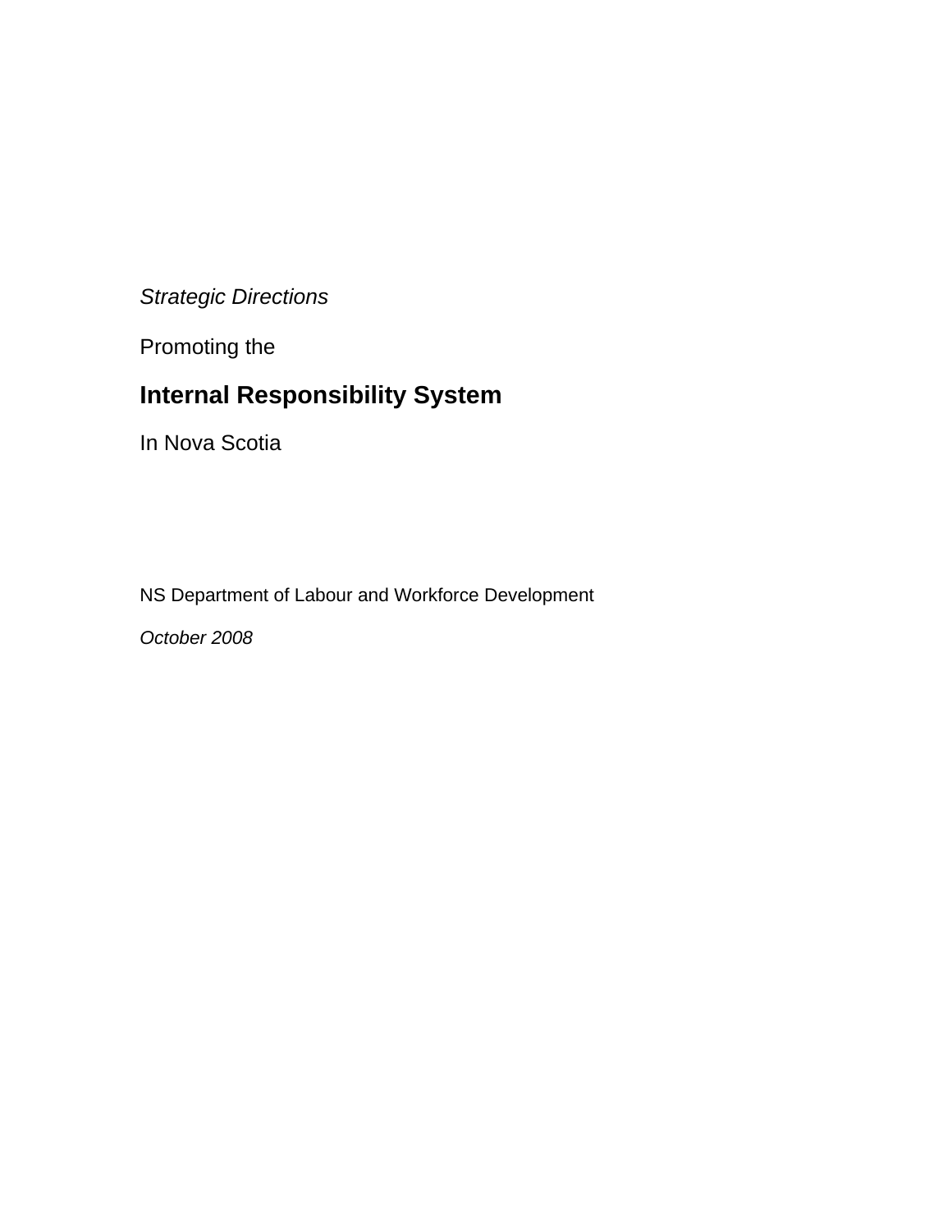*Strategic Directions*

Promoting the

# Internal Responsibility System

In Nova Scotia

NS Department of Labour and Workforce Development

*October 2008*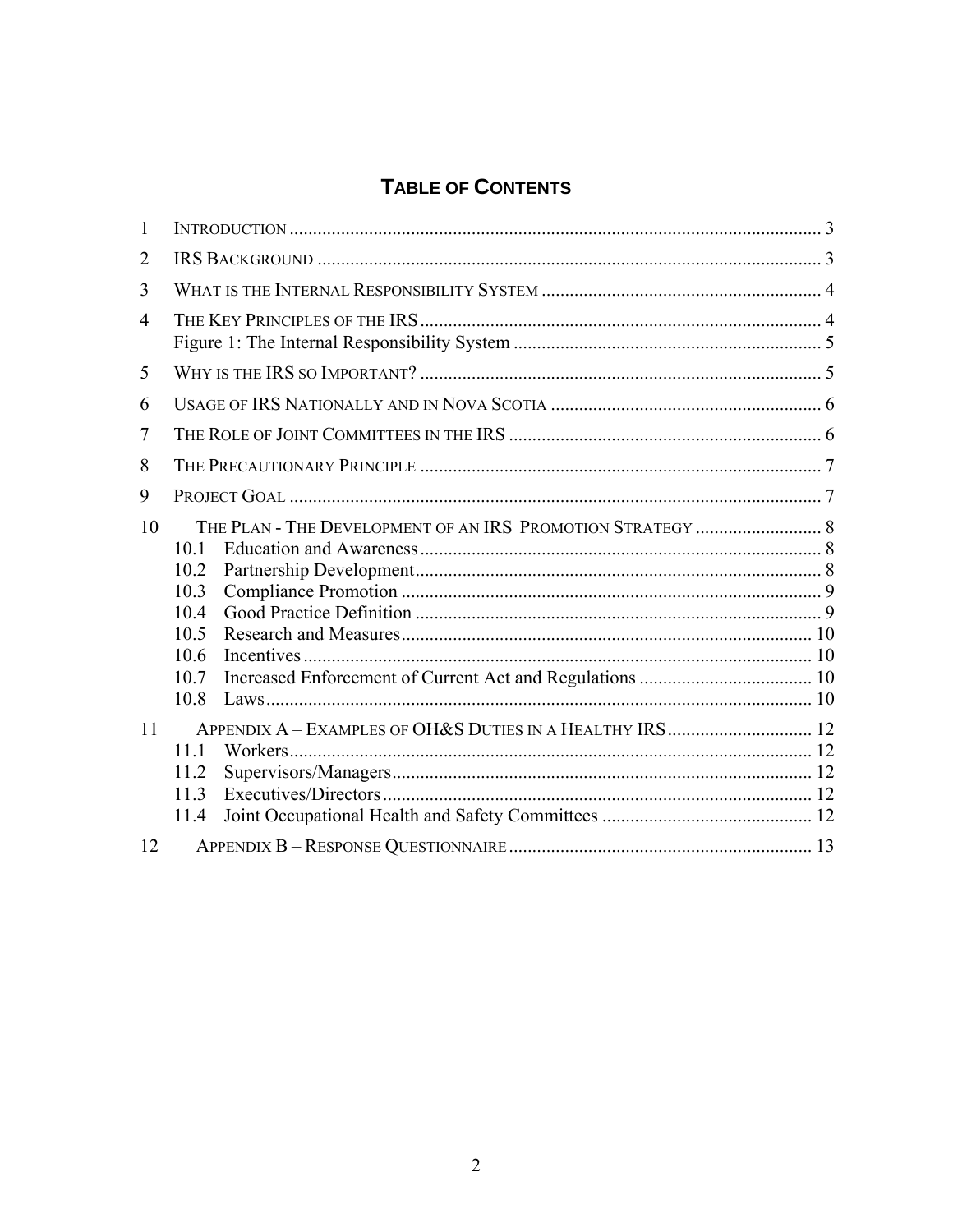# Table of Contents

1 INTRODUCTION .................................................................................................. 3

2 IRS BACKGROUND ........................................................................................... 3

3 WHAT IS THE INTERNAL RESPONSIBILITY SYSTEM ............................................................ 4

4 THE KEY PRINCIPLES OF THE IRS ..................................................................................... 4
   Figure 1: The Internal Responsibility System .................................................................. 5

5 WHY IS THE IRS SO IMPORTANT? ...................................................................................... 5

6 USAGE OF IRS NATIONALLY AND IN NOVA SCOTIA .......................................................... 6

7 THE ROLE OF JOINT COMMITTEES IN THE IRS .................................................................. 6

8 THE PRECAUTIONARY PRINCIPLE ...................................................................................... 7

9 PROJECT GOAL .................................................................................................. 7

10 THE PLAN - THE DEVELOPMENT OF AN IRS PROMOTION STRATEGY ........................... 8
   10.1 Education and Awareness ..................................................................................... 8
   10.2 Partnership Development ...................................................................................... 8
   10.3 Compliance Promotion .......................................................................................... 9
   10.4 Good Practice Definition ....................................................................................... 9
   10.5 Research and Measures ........................................................................................ 10
   10.6 Incentives ............................................................................................................ 10
   10.7 Increased Enforcement of Current Act and Regulations ..................................... 10
   10.8 Laws .................................................................................................................... 10

11 APPENDIX A – EXAMPLES OF OH&S DUTIES IN A HEALTHY IRS ............................... 12
   11.1 Workers ................................................................................................................ 12
   11.2 Supervisors/Managers .......................................................................................... 12
   11.3 Executives/Directors ............................................................................................ 12
   11.4 Joint Occupational Health and Safety Committees ............................................. 12

12 APPENDIX B – RESPONSE QUESTIONNAIRE ................................................................. 13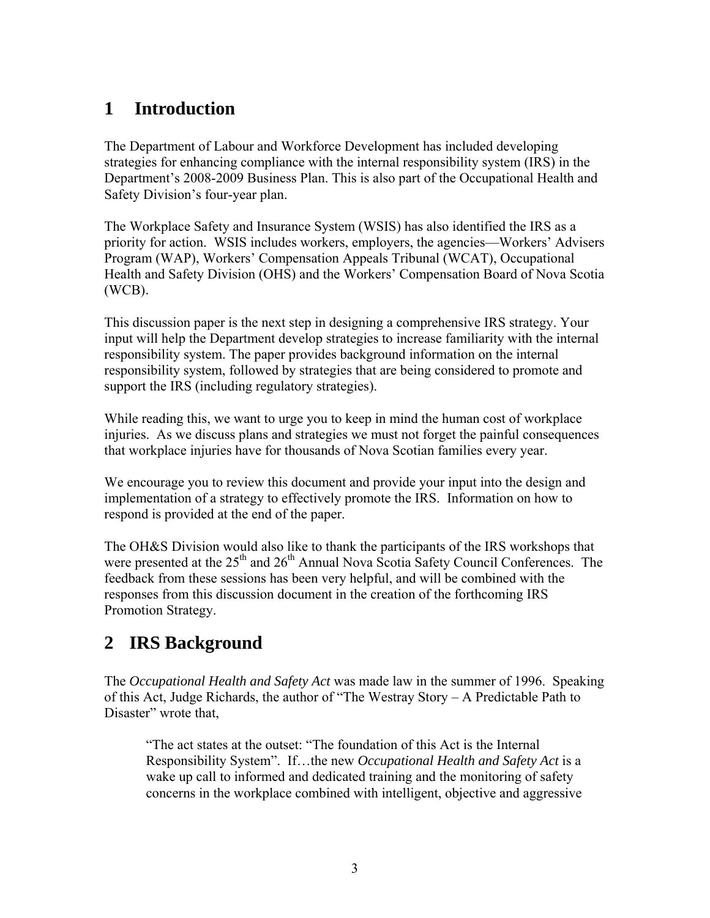# 1 Introduction

The Department of Labour and Workforce Development has included developing strategies for enhancing compliance with the internal responsibility system (IRS) in the Department's 2008-2009 Business Plan. This is also part of the Occupational Health and Safety Division's four-year plan.

The Workplace Safety and Insurance System (WSIS) has also identified the IRS as a priority for action. WSIS includes workers, employers, the agencies—Workers' Advisers Program (WAP), Workers' Compensation Appeals Tribunal (WCAT), Occupational Health and Safety Division (OHS) and the Workers' Compensation Board of Nova Scotia (WCB).

This discussion paper is the next step in designing a comprehensive IRS strategy. Your input will help the Department develop strategies to increase familiarity with the internal responsibility system. The paper provides background information on the internal responsibility system, followed by strategies that are being considered to promote and support the IRS (including regulatory strategies).

While reading this, we want to urge you to keep in mind the human cost of workplace injuries. As we discuss plans and strategies we must not forget the painful consequences that workplace injuries have for thousands of Nova Scotian families every year.

We encourage you to review this document and provide your input into the design and implementation of a strategy to effectively promote the IRS. Information on how to respond is provided at the end of the paper.

The OH&S Division would also like to thank the participants of the IRS workshops that were presented at the 25th and 26th Annual Nova Scotia Safety Council Conferences. The feedback from these sessions has been very helpful, and will be combined with the responses from this discussion document in the creation of the forthcoming IRS Promotion Strategy.

# 2 IRS Background

The *Occupational Health and Safety Act* was made law in the summer of 1996. Speaking of this Act, Judge Richards, the author of "The Westray Story – A Predictable Path to Disaster" wrote that,

> "The act states at the outset: "The foundation of this Act is the Internal Responsibility System". If…the new *Occupational Health and Safety Act* is a wake up call to informed and dedicated training and the monitoring of safety concerns in the workplace combined with intelligent, objective and aggressive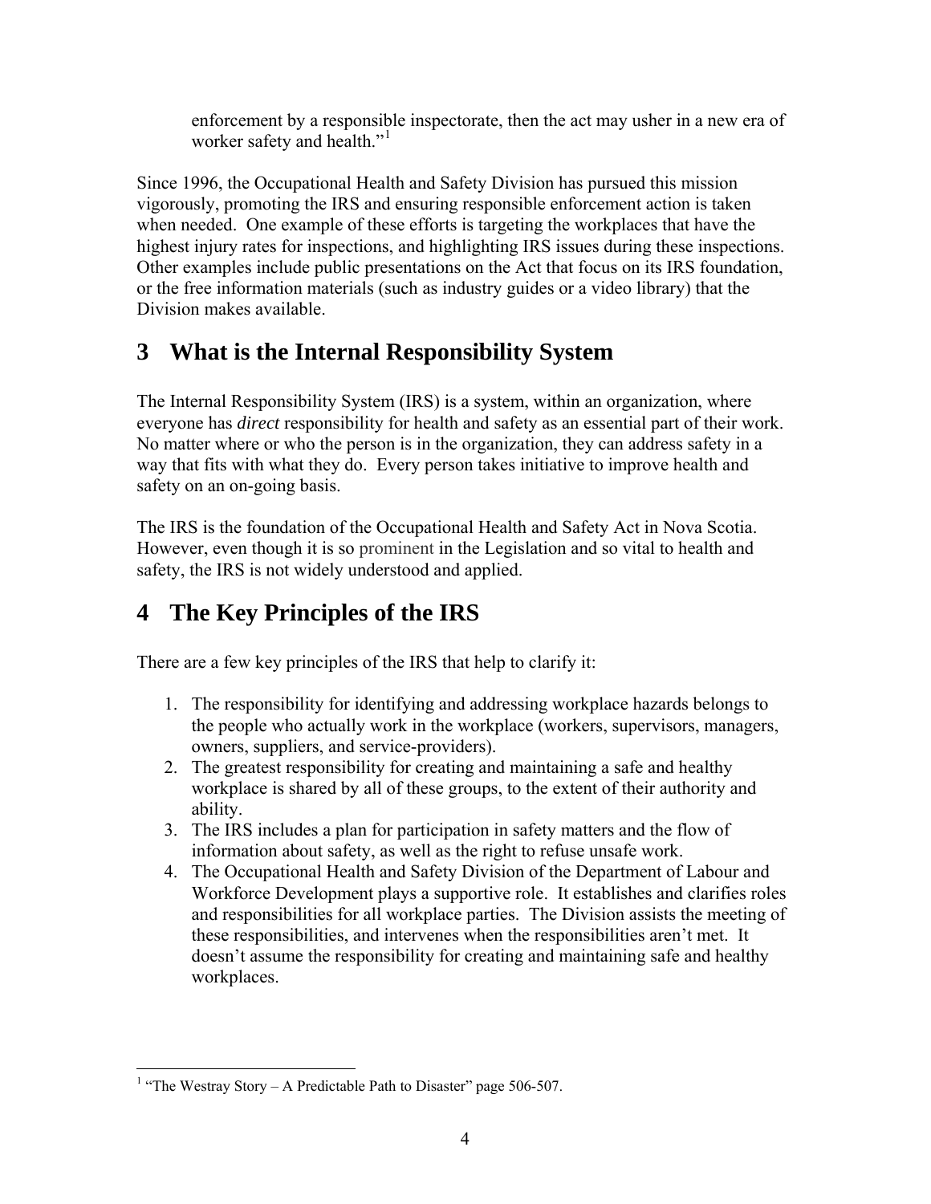> enforcement by a responsible inspectorate, then the act may usher in a new era of worker safety and health."[1]

Since 1996, the Occupational Health and Safety Division has pursued this mission vigorously, promoting the IRS and ensuring responsible enforcement action is taken when needed. One example of these efforts is targeting the workplaces that have the highest injury rates for inspections, and highlighting IRS issues during these inspections. Other examples include public presentations on the Act that focus on its IRS foundation, or the free information materials (such as industry guides or a video library) that the Division makes available.

# 3 What is the Internal Responsibility System

The Internal Responsibility System (IRS) is a system, within an organization, where everyone has *direct* responsibility for health and safety as an essential part of their work. No matter where or who the person is in the organization, they can address safety in a way that fits with what they do. Every person takes initiative to improve health and safety on an on-going basis.

The IRS is the foundation of the Occupational Health and Safety Act in Nova Scotia. However, even though it is so prominent in the Legislation and so vital to health and safety, the IRS is not widely understood and applied.

# 4 The Key Principles of the IRS

There are a few key principles of the IRS that help to clarify it:

1. The responsibility for identifying and addressing workplace hazards belongs to the people who actually work in the workplace (workers, supervisors, managers, owners, suppliers, and service-providers).
2. The greatest responsibility for creating and maintaining a safe and healthy workplace is shared by all of these groups, to the extent of their authority and ability.
3. The IRS includes a plan for participation in safety matters and the flow of information about safety, as well as the right to refuse unsafe work.
4. The Occupational Health and Safety Division of the Department of Labour and Workforce Development plays a supportive role. It establishes and clarifies roles and responsibilities for all workplace parties. The Division assists the meeting of these responsibilities, and intervenes when the responsibilities aren't met. It doesn't assume the responsibility for creating and maintaining safe and healthy workplaces.

---

[1] "The Westray Story – A Predictable Path to Disaster" page 506-507.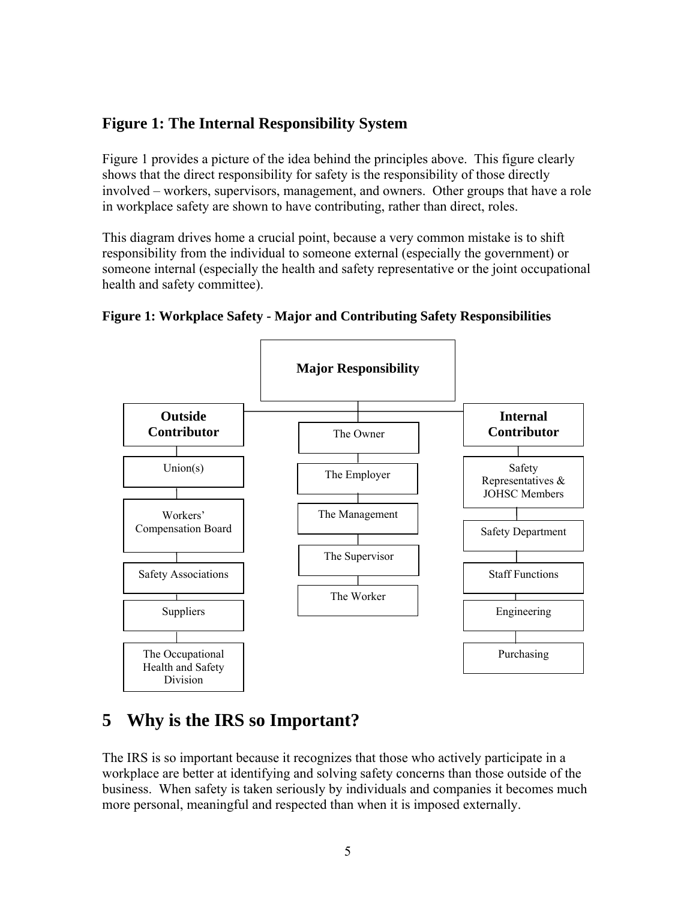## Figure 1: The Internal Responsibility System

Figure 1 provides a picture of the idea behind the principles above. This figure clearly shows that the direct responsibility for safety is the responsibility of those directly involved – workers, supervisors, management, and owners. Other groups that have a role in workplace safety are shown to have contributing, rather than direct, roles.

This diagram drives home a crucial point, because a very common mistake is to shift responsibility from the individual to someone external (especially the government) or someone internal (especially the health and safety representative or the joint occupational health and safety committee).

**Figure 1: Workplace Safety - Major and Contributing Safety Responsibilities**

| **Outside Contributor** | **Major Responsibility** | **Internal Contributor** |
|---|---|---|
| Union(s) | The Owner | Safety Representatives & JOHSC Members |
| Workers' Compensation Board | The Employer | Safety Department |
| Safety Associations | The Management | Staff Functions |
| Suppliers | The Supervisor | Engineering |
| The Occupational Health and Safety Division | The Worker | Purchasing |

# 5 Why is the IRS so Important?

The IRS is so important because it recognizes that those who actively participate in a workplace are better at identifying and solving safety concerns than those outside of the business. When safety is taken seriously by individuals and companies it becomes much more personal, meaningful and respected than when it is imposed externally.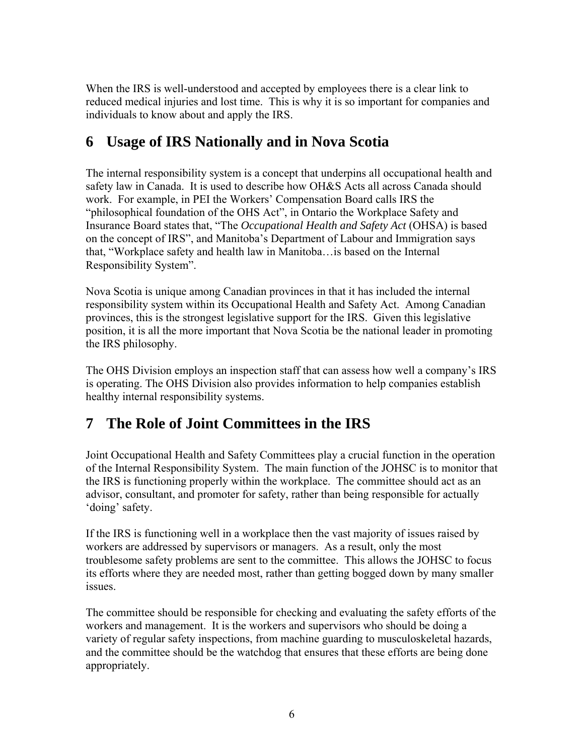When the IRS is well-understood and accepted by employees there is a clear link to reduced medical injuries and lost time. This is why it is so important for companies and individuals to know about and apply the IRS.

## 6 Usage of IRS Nationally and in Nova Scotia

The internal responsibility system is a concept that underpins all occupational health and safety law in Canada. It is used to describe how OH&S Acts all across Canada should work. For example, in PEI the Workers' Compensation Board calls IRS the "philosophical foundation of the OHS Act", in Ontario the Workplace Safety and Insurance Board states that, "The *Occupational Health and Safety Act* (OHSA) is based on the concept of IRS", and Manitoba's Department of Labour and Immigration says that, "Workplace safety and health law in Manitoba…is based on the Internal Responsibility System".

Nova Scotia is unique among Canadian provinces in that it has included the internal responsibility system within its Occupational Health and Safety Act. Among Canadian provinces, this is the strongest legislative support for the IRS. Given this legislative position, it is all the more important that Nova Scotia be the national leader in promoting the IRS philosophy.

The OHS Division employs an inspection staff that can assess how well a company's IRS is operating. The OHS Division also provides information to help companies establish healthy internal responsibility systems.

## 7 The Role of Joint Committees in the IRS

Joint Occupational Health and Safety Committees play a crucial function in the operation of the Internal Responsibility System. The main function of the JOHSC is to monitor that the IRS is functioning properly within the workplace. The committee should act as an advisor, consultant, and promoter for safety, rather than being responsible for actually 'doing' safety.

If the IRS is functioning well in a workplace then the vast majority of issues raised by workers are addressed by supervisors or managers. As a result, only the most troublesome safety problems are sent to the committee. This allows the JOHSC to focus its efforts where they are needed most, rather than getting bogged down by many smaller issues.

The committee should be responsible for checking and evaluating the safety efforts of the workers and management. It is the workers and supervisors who should be doing a variety of regular safety inspections, from machine guarding to musculoskeletal hazards, and the committee should be the watchdog that ensures that these efforts are being done appropriately.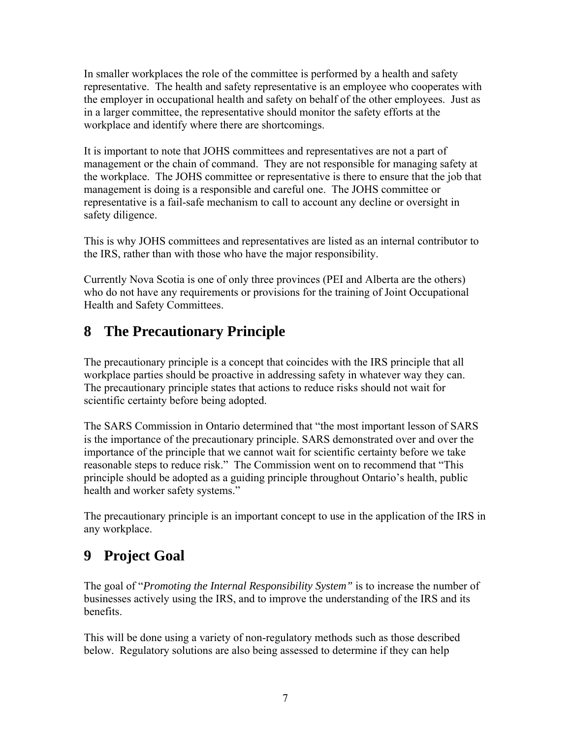In smaller workplaces the role of the committee is performed by a health and safety representative. The health and safety representative is an employee who cooperates with the employer in occupational health and safety on behalf of the other employees. Just as in a larger committee, the representative should monitor the safety efforts at the workplace and identify where there are shortcomings.

It is important to note that JOHS committees and representatives are not a part of management or the chain of command. They are not responsible for managing safety at the workplace. The JOHS committee or representative is there to ensure that the job that management is doing is a responsible and careful one. The JOHS committee or representative is a fail-safe mechanism to call to account any decline or oversight in safety diligence.

This is why JOHS committees and representatives are listed as an internal contributor to the IRS, rather than with those who have the major responsibility.

Currently Nova Scotia is one of only three provinces (PEI and Alberta are the others) who do not have any requirements or provisions for the training of Joint Occupational Health and Safety Committees.

# 8 The Precautionary Principle

The precautionary principle is a concept that coincides with the IRS principle that all workplace parties should be proactive in addressing safety in whatever way they can. The precautionary principle states that actions to reduce risks should not wait for scientific certainty before being adopted.

The SARS Commission in Ontario determined that "the most important lesson of SARS is the importance of the precautionary principle. SARS demonstrated over and over the importance of the principle that we cannot wait for scientific certainty before we take reasonable steps to reduce risk." The Commission went on to recommend that "This principle should be adopted as a guiding principle throughout Ontario's health, public health and worker safety systems."

The precautionary principle is an important concept to use in the application of the IRS in any workplace.

# 9 Project Goal

The goal of "*Promoting the Internal Responsibility System"* is to increase the number of businesses actively using the IRS, and to improve the understanding of the IRS and its benefits.

This will be done using a variety of non-regulatory methods such as those described below. Regulatory solutions are also being assessed to determine if they can help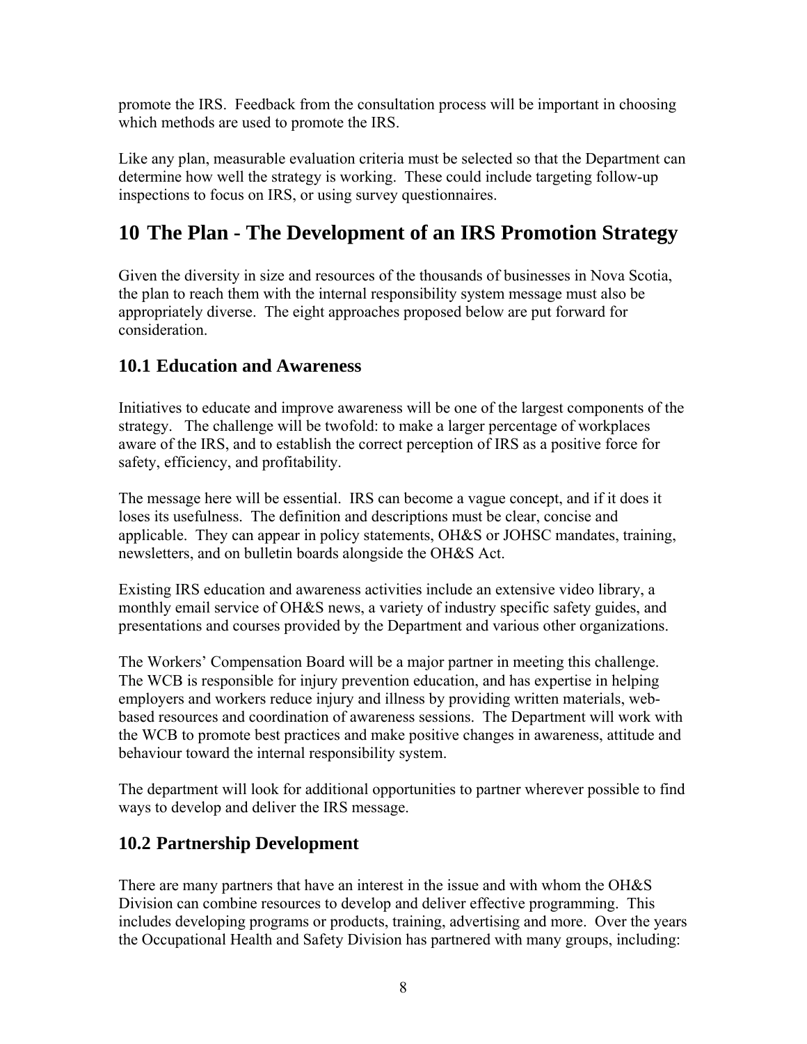promote the IRS. Feedback from the consultation process will be important in choosing which methods are used to promote the IRS.

Like any plan, measurable evaluation criteria must be selected so that the Department can determine how well the strategy is working. These could include targeting follow-up inspections to focus on IRS, or using survey questionnaires.

# 10 The Plan - The Development of an IRS Promotion Strategy

Given the diversity in size and resources of the thousands of businesses in Nova Scotia, the plan to reach them with the internal responsibility system message must also be appropriately diverse. The eight approaches proposed below are put forward for consideration.

## 10.1 Education and Awareness

Initiatives to educate and improve awareness will be one of the largest components of the strategy. The challenge will be twofold: to make a larger percentage of workplaces aware of the IRS, and to establish the correct perception of IRS as a positive force for safety, efficiency, and profitability.

The message here will be essential. IRS can become a vague concept, and if it does it loses its usefulness. The definition and descriptions must be clear, concise and applicable. They can appear in policy statements, OH&S or JOHSC mandates, training, newsletters, and on bulletin boards alongside the OH&S Act.

Existing IRS education and awareness activities include an extensive video library, a monthly email service of OH&S news, a variety of industry specific safety guides, and presentations and courses provided by the Department and various other organizations.

The Workers' Compensation Board will be a major partner in meeting this challenge. The WCB is responsible for injury prevention education, and has expertise in helping employers and workers reduce injury and illness by providing written materials, web-based resources and coordination of awareness sessions. The Department will work with the WCB to promote best practices and make positive changes in awareness, attitude and behaviour toward the internal responsibility system.

The department will look for additional opportunities to partner wherever possible to find ways to develop and deliver the IRS message.

## 10.2 Partnership Development

There are many partners that have an interest in the issue and with whom the OH&S Division can combine resources to develop and deliver effective programming. This includes developing programs or products, training, advertising and more. Over the years the Occupational Health and Safety Division has partnered with many groups, including: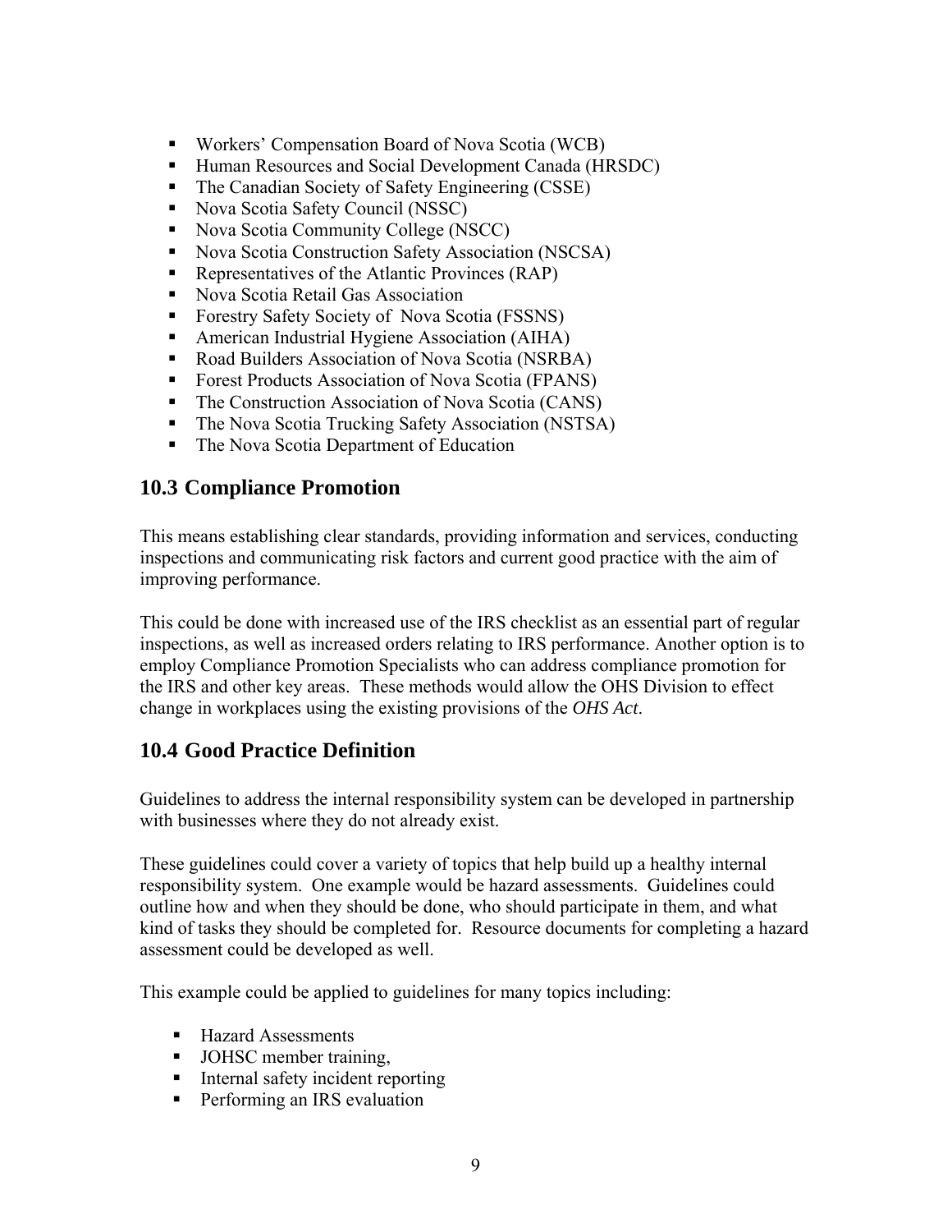- Workers' Compensation Board of Nova Scotia (WCB)
- Human Resources and Social Development Canada (HRSDC)
- The Canadian Society of Safety Engineering (CSSE)
- Nova Scotia Safety Council (NSSC)
- Nova Scotia Community College (NSCC)
- Nova Scotia Construction Safety Association (NSCSA)
- Representatives of the Atlantic Provinces (RAP)
- Nova Scotia Retail Gas Association
- Forestry Safety Society of Nova Scotia (FSSNS)
- American Industrial Hygiene Association (AIHA)
- Road Builders Association of Nova Scotia (NSRBA)
- Forest Products Association of Nova Scotia (FPANS)
- The Construction Association of Nova Scotia (CANS)
- The Nova Scotia Trucking Safety Association (NSTSA)
- The Nova Scotia Department of Education

## 10.3 Compliance Promotion

This means establishing clear standards, providing information and services, conducting inspections and communicating risk factors and current good practice with the aim of improving performance.

This could be done with increased use of the IRS checklist as an essential part of regular inspections, as well as increased orders relating to IRS performance. Another option is to employ Compliance Promotion Specialists who can address compliance promotion for the IRS and other key areas. These methods would allow the OHS Division to effect change in workplaces using the existing provisions of the *OHS Act*.

## 10.4 Good Practice Definition

Guidelines to address the internal responsibility system can be developed in partnership with businesses where they do not already exist.

These guidelines could cover a variety of topics that help build up a healthy internal responsibility system. One example would be hazard assessments. Guidelines could outline how and when they should be done, who should participate in them, and what kind of tasks they should be completed for. Resource documents for completing a hazard assessment could be developed as well.

This example could be applied to guidelines for many topics including:

- Hazard Assessments
- JOHSC member training,
- Internal safety incident reporting
- Performing an IRS evaluation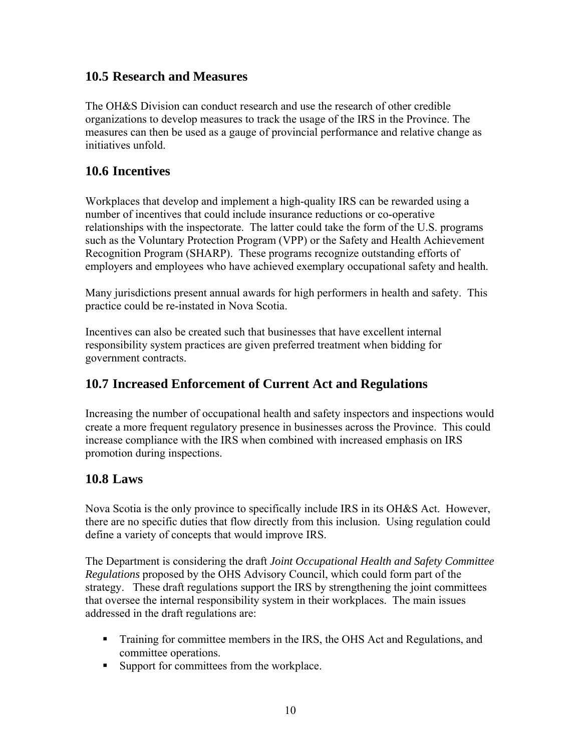## 10.5 Research and Measures

The OH&S Division can conduct research and use the research of other credible organizations to develop measures to track the usage of the IRS in the Province. The measures can then be used as a gauge of provincial performance and relative change as initiatives unfold.

## 10.6 Incentives

Workplaces that develop and implement a high-quality IRS can be rewarded using a number of incentives that could include insurance reductions or co-operative relationships with the inspectorate. The latter could take the form of the U.S. programs such as the Voluntary Protection Program (VPP) or the Safety and Health Achievement Recognition Program (SHARP). These programs recognize outstanding efforts of employers and employees who have achieved exemplary occupational safety and health.

Many jurisdictions present annual awards for high performers in health and safety. This practice could be re-instated in Nova Scotia.

Incentives can also be created such that businesses that have excellent internal responsibility system practices are given preferred treatment when bidding for government contracts.

## 10.7 Increased Enforcement of Current Act and Regulations

Increasing the number of occupational health and safety inspectors and inspections would create a more frequent regulatory presence in businesses across the Province. This could increase compliance with the IRS when combined with increased emphasis on IRS promotion during inspections.

## 10.8 Laws

Nova Scotia is the only province to specifically include IRS in its OH&S Act. However, there are no specific duties that flow directly from this inclusion. Using regulation could define a variety of concepts that would improve IRS.

The Department is considering the draft *Joint Occupational Health and Safety Committee Regulations* proposed by the OHS Advisory Council, which could form part of the strategy. These draft regulations support the IRS by strengthening the joint committees that oversee the internal responsibility system in their workplaces. The main issues addressed in the draft regulations are:

- Training for committee members in the IRS, the OHS Act and Regulations, and committee operations.
- Support for committees from the workplace.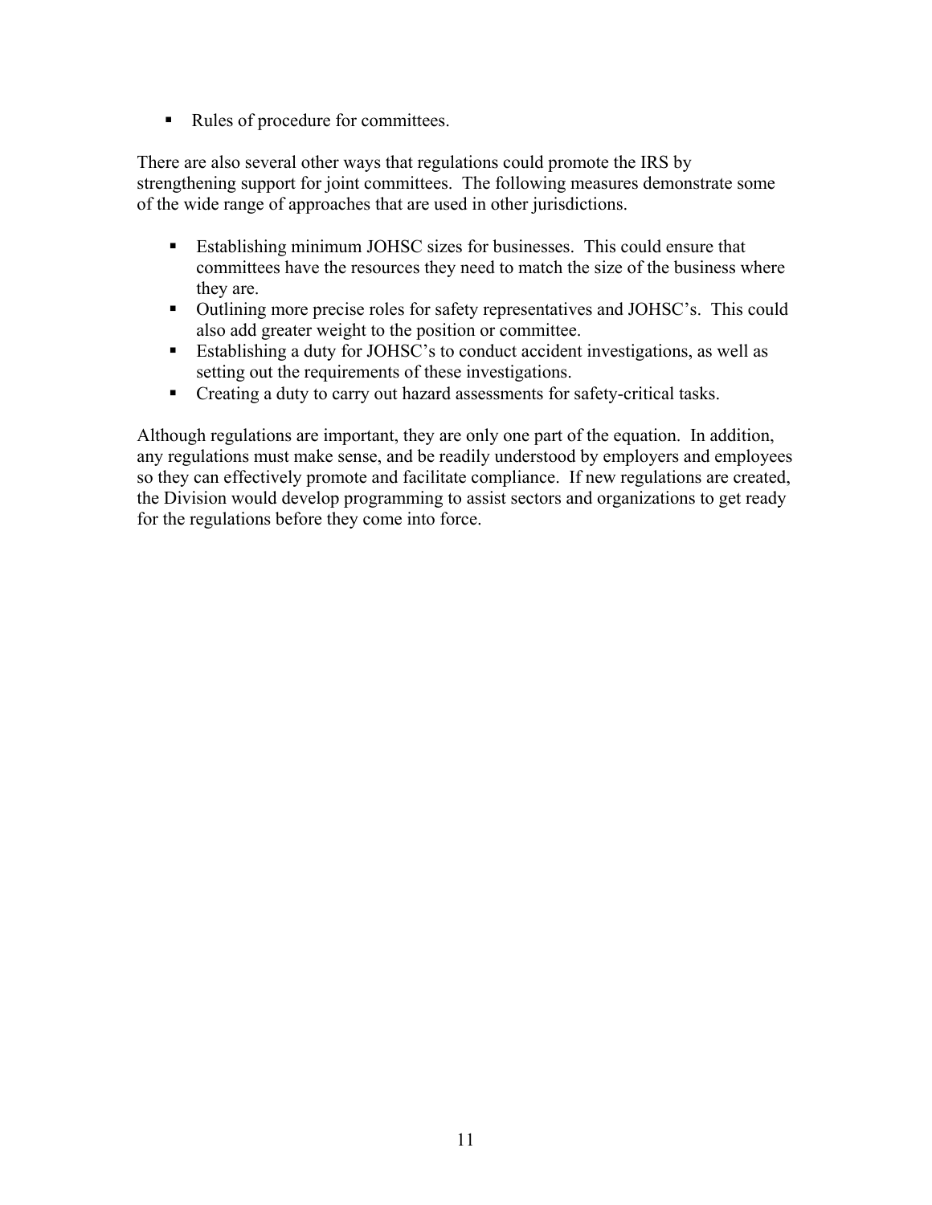- Rules of procedure for committees.

There are also several other ways that regulations could promote the IRS by strengthening support for joint committees. The following measures demonstrate some of the wide range of approaches that are used in other jurisdictions.

- Establishing minimum JOHSC sizes for businesses. This could ensure that committees have the resources they need to match the size of the business where they are.
- Outlining more precise roles for safety representatives and JOHSC's. This could also add greater weight to the position or committee.
- Establishing a duty for JOHSC's to conduct accident investigations, as well as setting out the requirements of these investigations.
- Creating a duty to carry out hazard assessments for safety-critical tasks.

Although regulations are important, they are only one part of the equation. In addition, any regulations must make sense, and be readily understood by employers and employees so they can effectively promote and facilitate compliance. If new regulations are created, the Division would develop programming to assist sectors and organizations to get ready for the regulations before they come into force.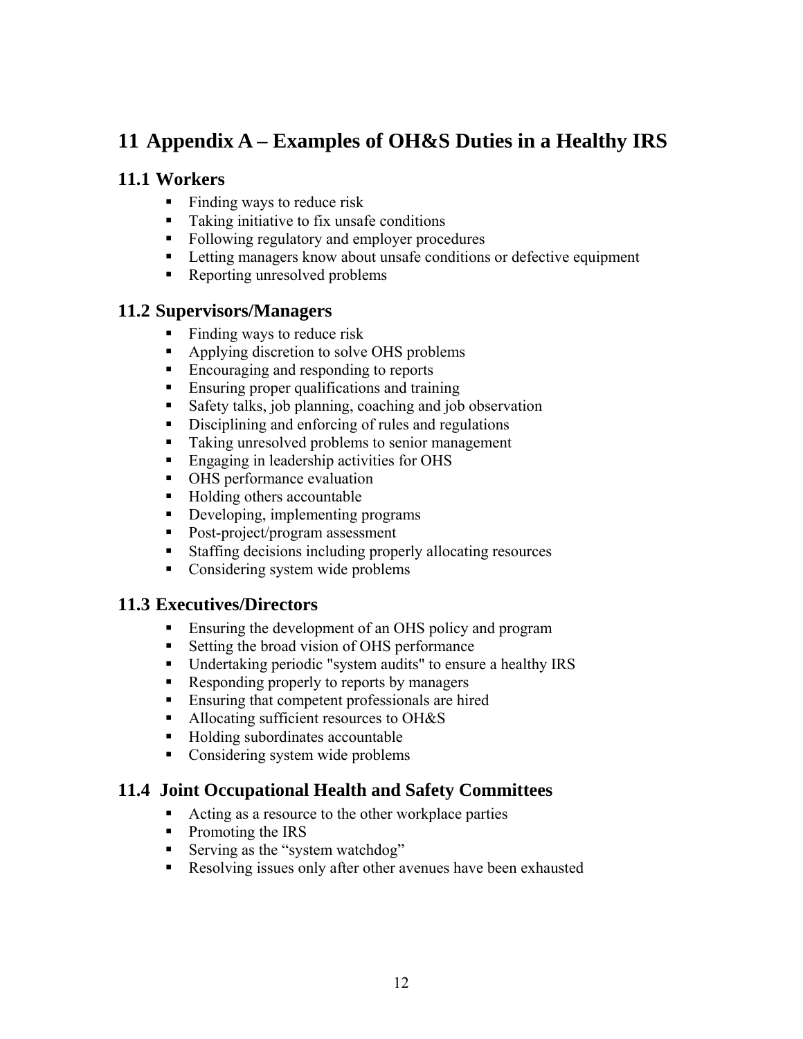# 11 Appendix A – Examples of OH&S Duties in a Healthy IRS

## 11.1 Workers

- Finding ways to reduce risk
- Taking initiative to fix unsafe conditions
- Following regulatory and employer procedures
- Letting managers know about unsafe conditions or defective equipment
- Reporting unresolved problems

## 11.2 Supervisors/Managers

- Finding ways to reduce risk
- Applying discretion to solve OHS problems
- Encouraging and responding to reports
- Ensuring proper qualifications and training
- Safety talks, job planning, coaching and job observation
- Disciplining and enforcing of rules and regulations
- Taking unresolved problems to senior management
- Engaging in leadership activities for OHS
- OHS performance evaluation
- Holding others accountable
- Developing, implementing programs
- Post-project/program assessment
- Staffing decisions including properly allocating resources
- Considering system wide problems

## 11.3 Executives/Directors

- Ensuring the development of an OHS policy and program
- Setting the broad vision of OHS performance
- Undertaking periodic "system audits" to ensure a healthy IRS
- Responding properly to reports by managers
- Ensuring that competent professionals are hired
- Allocating sufficient resources to OH&S
- Holding subordinates accountable
- Considering system wide problems

## 11.4 Joint Occupational Health and Safety Committees

- Acting as a resource to the other workplace parties
- Promoting the IRS
- Serving as the "system watchdog"
- Resolving issues only after other avenues have been exhausted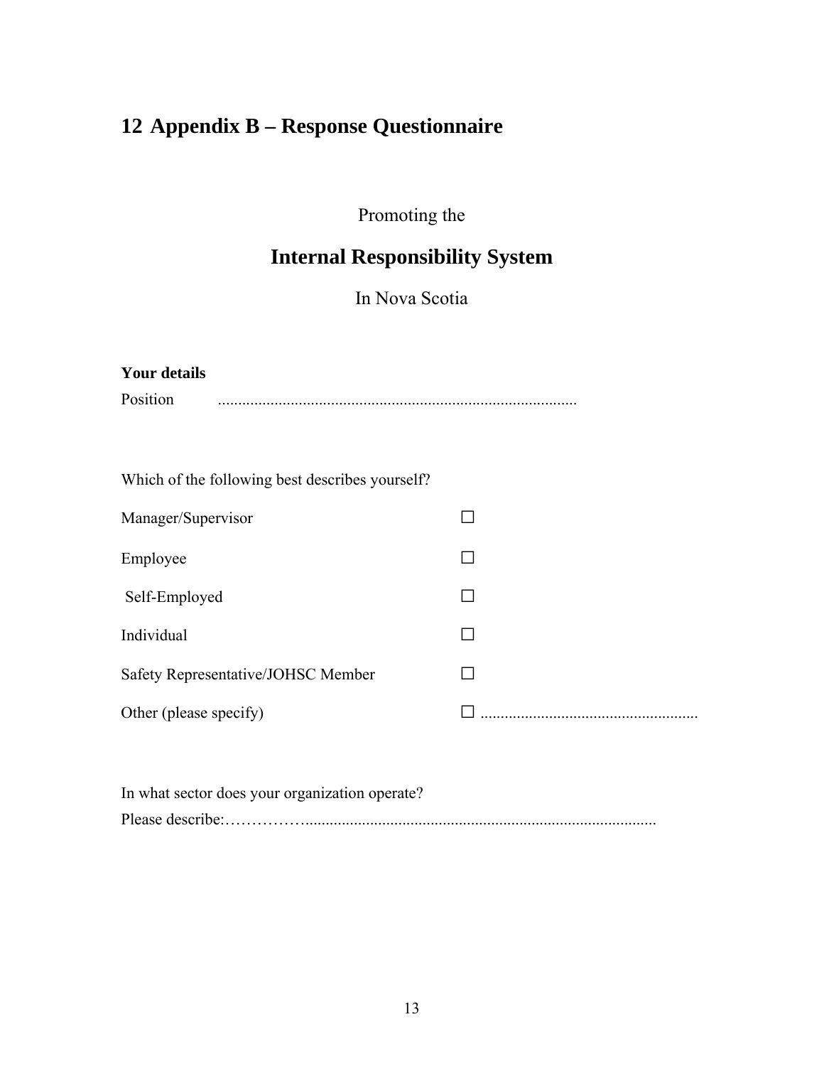# 12 Appendix B – Response Questionnaire

Promoting the

## Internal Responsibility System

In Nova Scotia

**Your details**

Position ........................................................................................

Which of the following best describes yourself?

Manager/Supervisor ☐

Employee ☐

Self-Employed ☐

Individual ☐

Safety Representative/JOHSC Member ☐

Other (please specify) ☐ ......................................................

In what sector does your organization operate?

Please describe:……………......................................................................................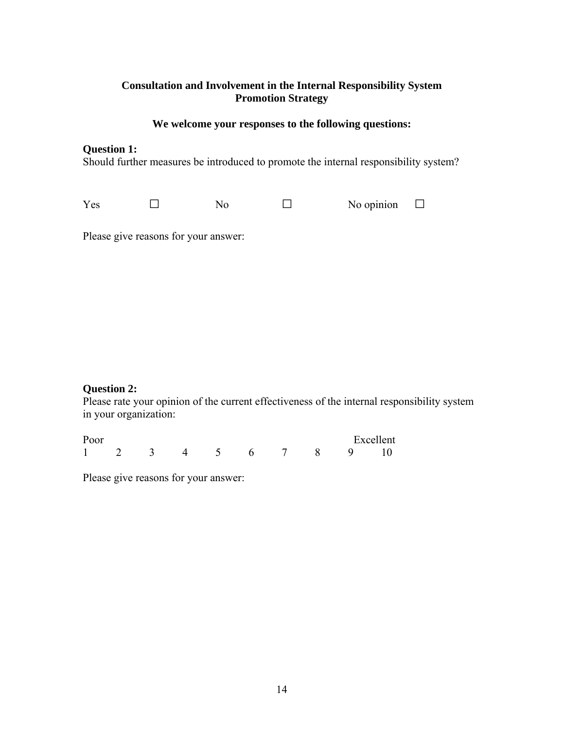**Consultation and Involvement in the Internal Responsibility System Promotion Strategy**

**We welcome your responses to the following questions:**

**Question 1:**
Should further measures be introduced to promote the internal responsibility system?

Yes ☐ No ☐ No opinion ☐

Please give reasons for your answer:

**Question 2:**
Please rate your opinion of the current effectiveness of the internal responsibility system in your organization:

| Poor | | | | | | | | | Excellent |
|---|---|---|---|---|---|---|---|---|---|
| 1 | 2 | 3 | 4 | 5 | 6 | 7 | 8 | 9 | 10 |

Please give reasons for your answer: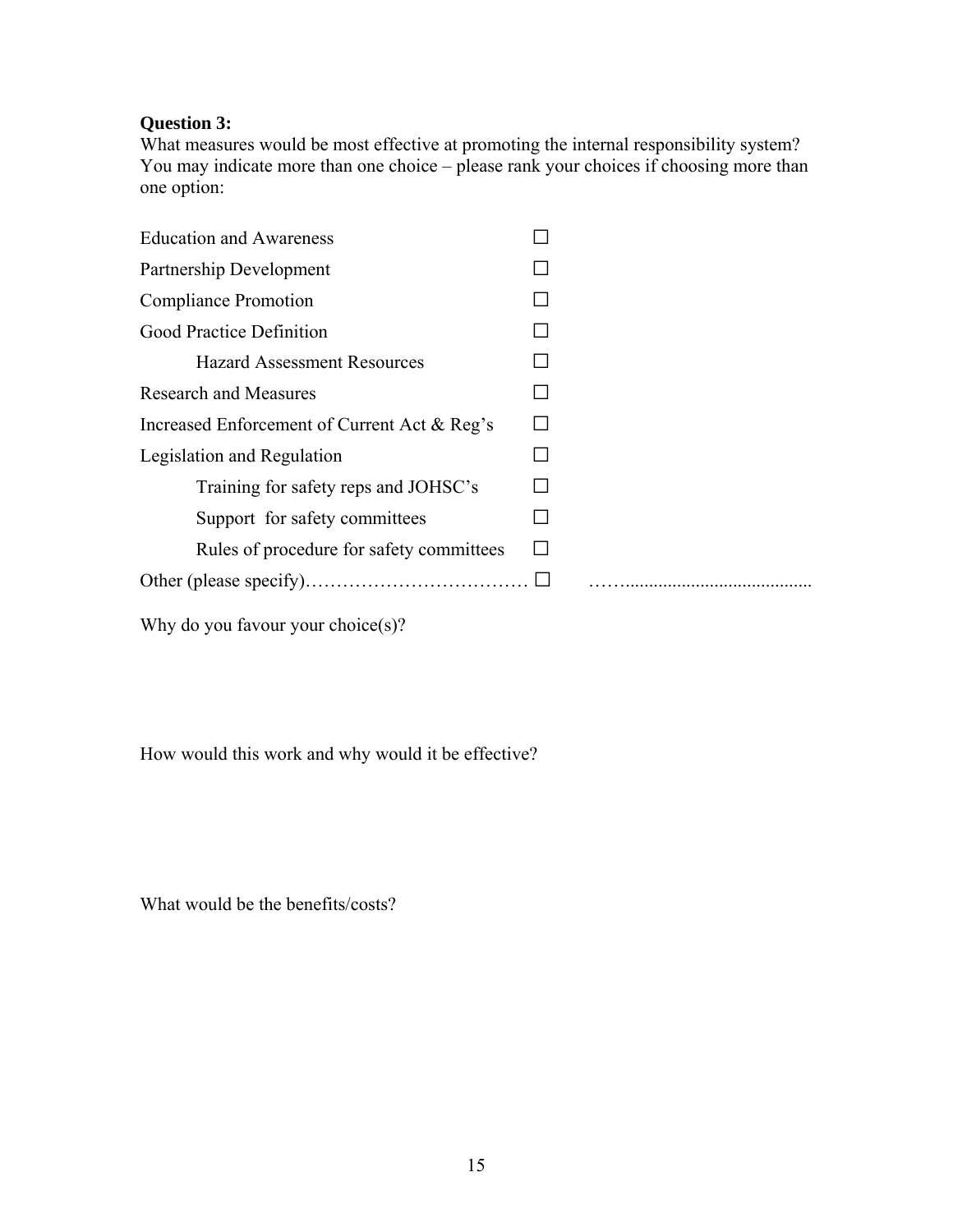**Question 3:**
What measures would be most effective at promoting the internal responsibility system? You may indicate more than one choice – please rank your choices if choosing more than one option:

- Education and Awareness ☐
- Partnership Development ☐
- Compliance Promotion ☐
- Good Practice Definition ☐
  - Hazard Assessment Resources ☐
- Research and Measures ☐
- Increased Enforcement of Current Act & Reg's ☐
- Legislation and Regulation ☐
  - Training for safety reps and JOHSC's ☐
  - Support for safety committees ☐
  - Rules of procedure for safety committees ☐
- Other (please specify)……………………………… ☐ ……........................................

Why do you favour your choice(s)?

How would this work and why would it be effective?

What would be the benefits/costs?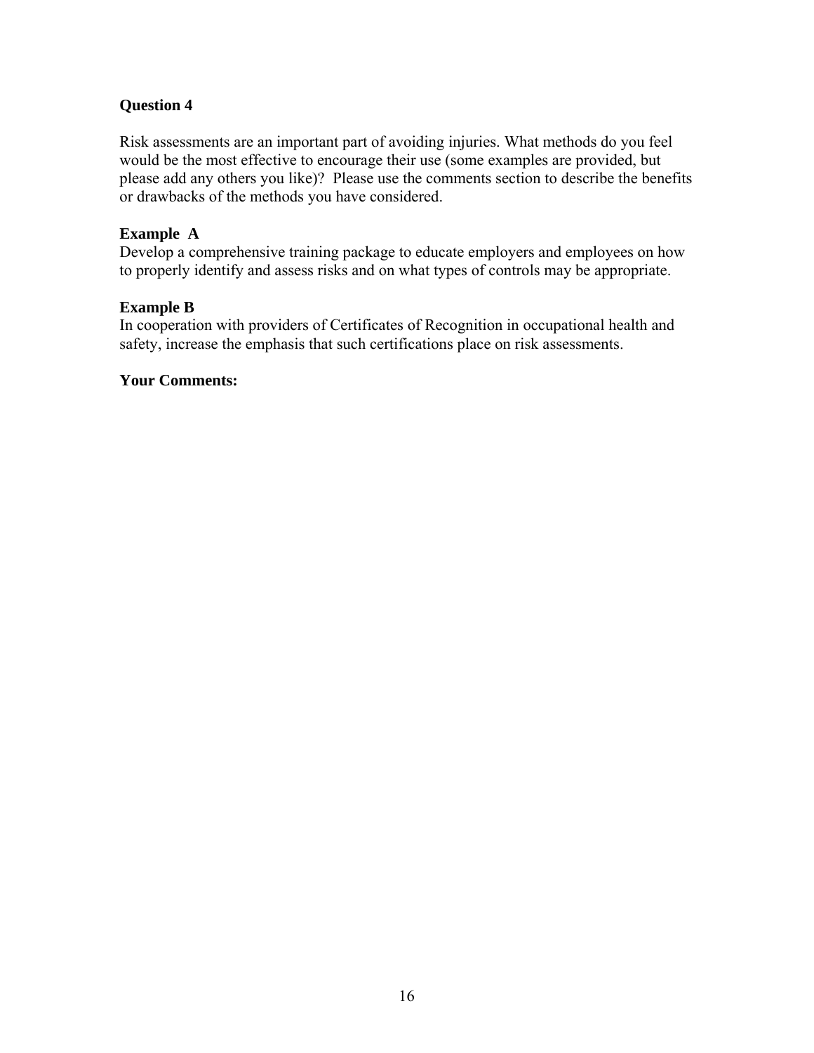**Question 4**

Risk assessments are an important part of avoiding injuries. What methods do you feel would be the most effective to encourage their use (some examples are provided, but please add any others you like)? Please use the comments section to describe the benefits or drawbacks of the methods you have considered.

**Example A**
Develop a comprehensive training package to educate employers and employees on how to properly identify and assess risks and on what types of controls may be appropriate.

**Example B**
In cooperation with providers of Certificates of Recognition in occupational health and safety, increase the emphasis that such certifications place on risk assessments.

**Your Comments:**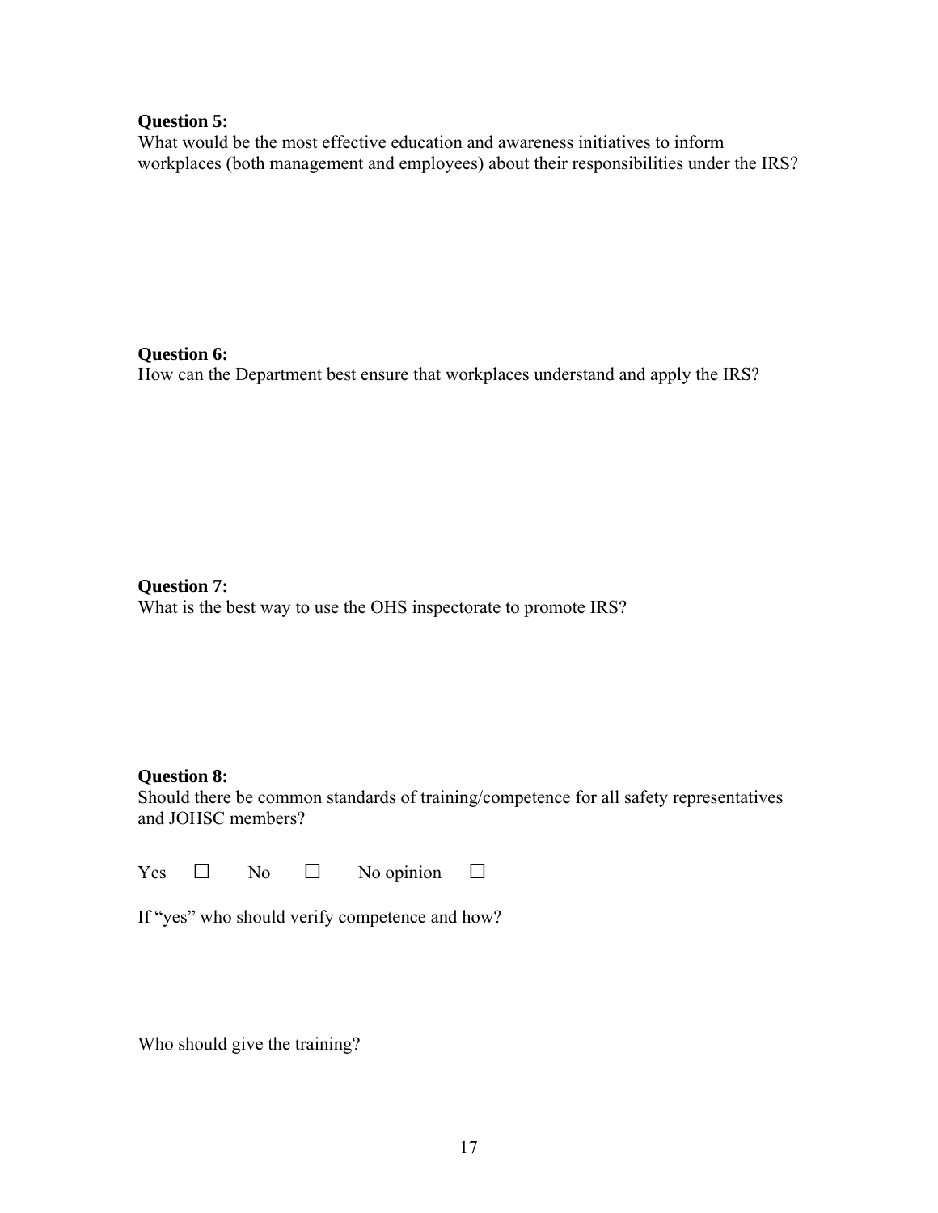**Question 5:**
What would be the most effective education and awareness initiatives to inform workplaces (both management and employees) about their responsibilities under the IRS?

**Question 6:**
How can the Department best ensure that workplaces understand and apply the IRS?

**Question 7:**
What is the best way to use the OHS inspectorate to promote IRS?

**Question 8:**
Should there be common standards of training/competence for all safety representatives and JOHSC members?

Yes ☐ No ☐ No opinion ☐

If "yes" who should verify competence and how?

Who should give the training?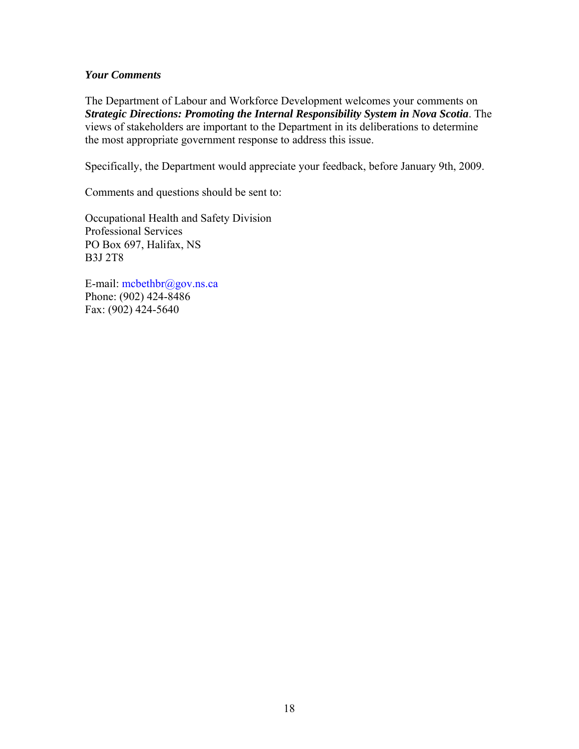***Your Comments***

The Department of Labour and Workforce Development welcomes your comments on ***Strategic Directions: Promoting the Internal Responsibility System in Nova Scotia***. The views of stakeholders are important to the Department in its deliberations to determine the most appropriate government response to address this issue.

Specifically, the Department would appreciate your feedback, before January 9th, 2009.

Comments and questions should be sent to:

Occupational Health and Safety Division
Professional Services
PO Box 697, Halifax, NS
B3J 2T8

E-mail: mcbethbr@gov.ns.ca
Phone: (902) 424-8486
Fax: (902) 424-5640